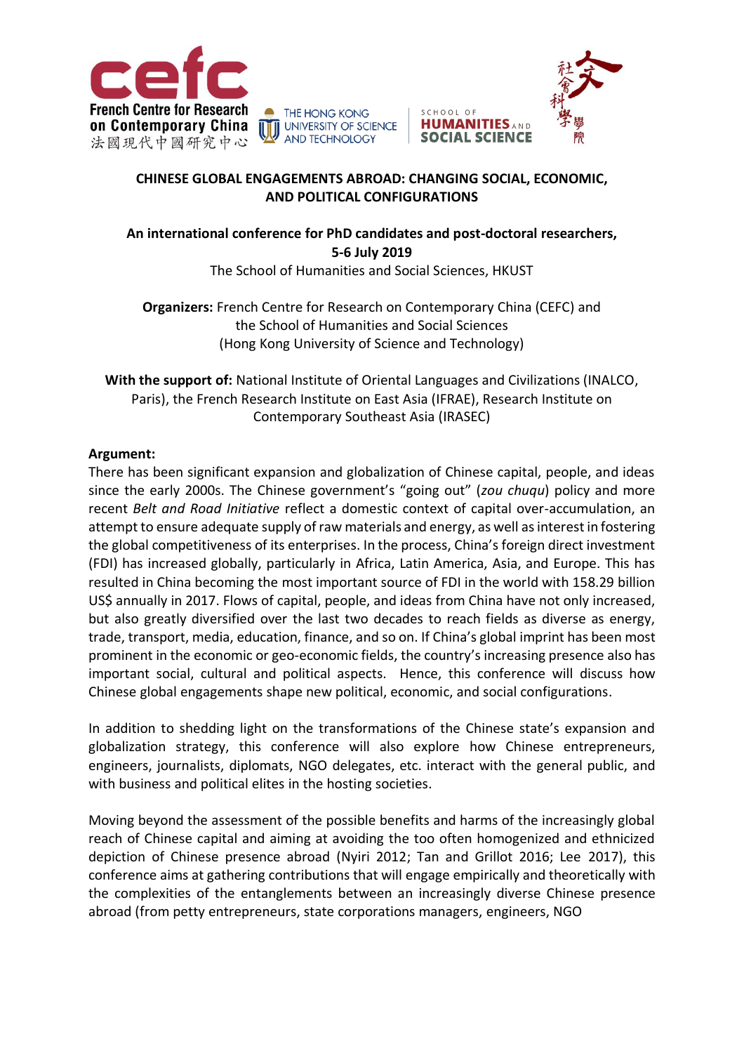cefc French Centre for Research on Contemporary China 法國現代中國研究中心

THE HONG KONG UNIVERSITY OF SCIENCE AND TECHNOLOGY

SCHOOL OF HUMANITIES AND SOCIAL SCIENCE 人文社會科學學院

## CHINESE GLOBAL ENGAGEMENTS ABROAD: CHANGING SOCIAL, ECONOMIC, AND POLITICAL CONFIGURATIONS

**An international conference for PhD candidates and post-doctoral researchers, 5-6 July 2019**

The School of Humanities and Social Sciences, HKUST

**Organizers:** French Centre for Research on Contemporary China (CEFC) and the School of Humanities and Social Sciences (Hong Kong University of Science and Technology)

**With the support of:** National Institute of Oriental Languages and Civilizations (INALCO, Paris), the French Research Institute on East Asia (IFRAE), Research Institute on Contemporary Southeast Asia (IRASEC)

**Argument:**

There has been significant expansion and globalization of Chinese capital, people, and ideas since the early 2000s. The Chinese government's "going out" (*zou chuqu*) policy and more recent *Belt and Road Initiative* reflect a domestic context of capital over-accumulation, an attempt to ensure adequate supply of raw materials and energy, as well as interest in fostering the global competitiveness of its enterprises. In the process, China's foreign direct investment (FDI) has increased globally, particularly in Africa, Latin America, Asia, and Europe. This has resulted in China becoming the most important source of FDI in the world with 158.29 billion US$ annually in 2017. Flows of capital, people, and ideas from China have not only increased, but also greatly diversified over the last two decades to reach fields as diverse as energy, trade, transport, media, education, finance, and so on. If China's global imprint has been most prominent in the economic or geo-economic fields, the country's increasing presence also has important social, cultural and political aspects. Hence, this conference will discuss how Chinese global engagements shape new political, economic, and social configurations.

In addition to shedding light on the transformations of the Chinese state's expansion and globalization strategy, this conference will also explore how Chinese entrepreneurs, engineers, journalists, diplomats, NGO delegates, etc. interact with the general public, and with business and political elites in the hosting societies.

Moving beyond the assessment of the possible benefits and harms of the increasingly global reach of Chinese capital and aiming at avoiding the too often homogenized and ethnicized depiction of Chinese presence abroad (Nyiri 2012; Tan and Grillot 2016; Lee 2017), this conference aims at gathering contributions that will engage empirically and theoretically with the complexities of the entanglements between an increasingly diverse Chinese presence abroad (from petty entrepreneurs, state corporations managers, engineers, NGO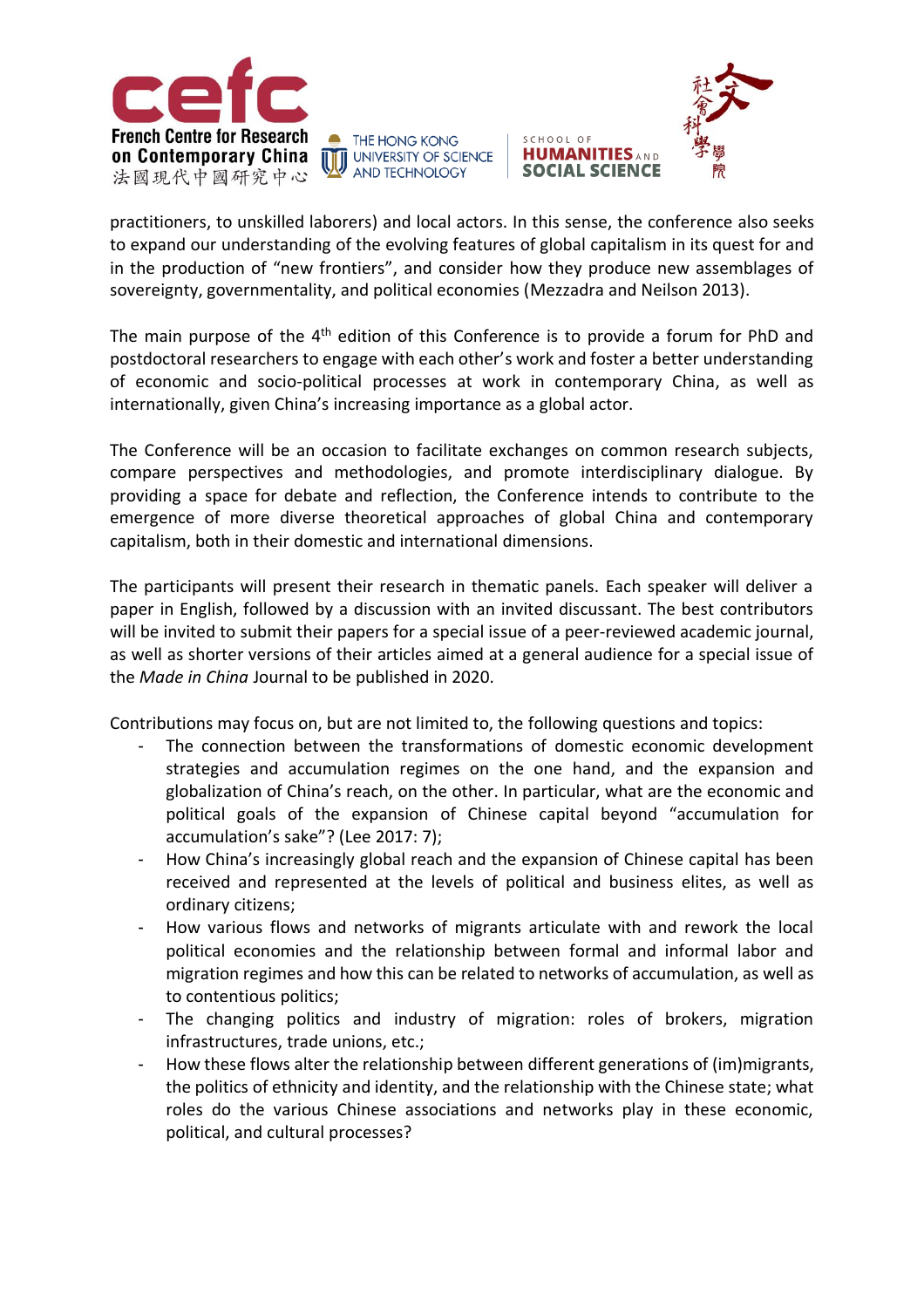practitioners, to unskilled laborers) and local actors. In this sense, the conference also seeks to expand our understanding of the evolving features of global capitalism in its quest for and in the production of "new frontiers", and consider how they produce new assemblages of sovereignty, governmentality, and political economies (Mezzadra and Neilson 2013).

The main purpose of the 4th edition of this Conference is to provide a forum for PhD and postdoctoral researchers to engage with each other's work and foster a better understanding of economic and socio-political processes at work in contemporary China, as well as internationally, given China's increasing importance as a global actor.

The Conference will be an occasion to facilitate exchanges on common research subjects, compare perspectives and methodologies, and promote interdisciplinary dialogue. By providing a space for debate and reflection, the Conference intends to contribute to the emergence of more diverse theoretical approaches of global China and contemporary capitalism, both in their domestic and international dimensions.

The participants will present their research in thematic panels. Each speaker will deliver a paper in English, followed by a discussion with an invited discussant. The best contributors will be invited to submit their papers for a special issue of a peer-reviewed academic journal, as well as shorter versions of their articles aimed at a general audience for a special issue of the *Made in China* Journal to be published in 2020.

Contributions may focus on, but are not limited to, the following questions and topics:

- The connection between the transformations of domestic economic development strategies and accumulation regimes on the one hand, and the expansion and globalization of China's reach, on the other. In particular, what are the economic and political goals of the expansion of Chinese capital beyond "accumulation for accumulation's sake"? (Lee 2017: 7);
- How China's increasingly global reach and the expansion of Chinese capital has been received and represented at the levels of political and business elites, as well as ordinary citizens;
- How various flows and networks of migrants articulate with and rework the local political economies and the relationship between formal and informal labor and migration regimes and how this can be related to networks of accumulation, as well as to contentious politics;
- The changing politics and industry of migration: roles of brokers, migration infrastructures, trade unions, etc.;
- How these flows alter the relationship between different generations of (im)migrants, the politics of ethnicity and identity, and the relationship with the Chinese state; what roles do the various Chinese associations and networks play in these economic, political, and cultural processes?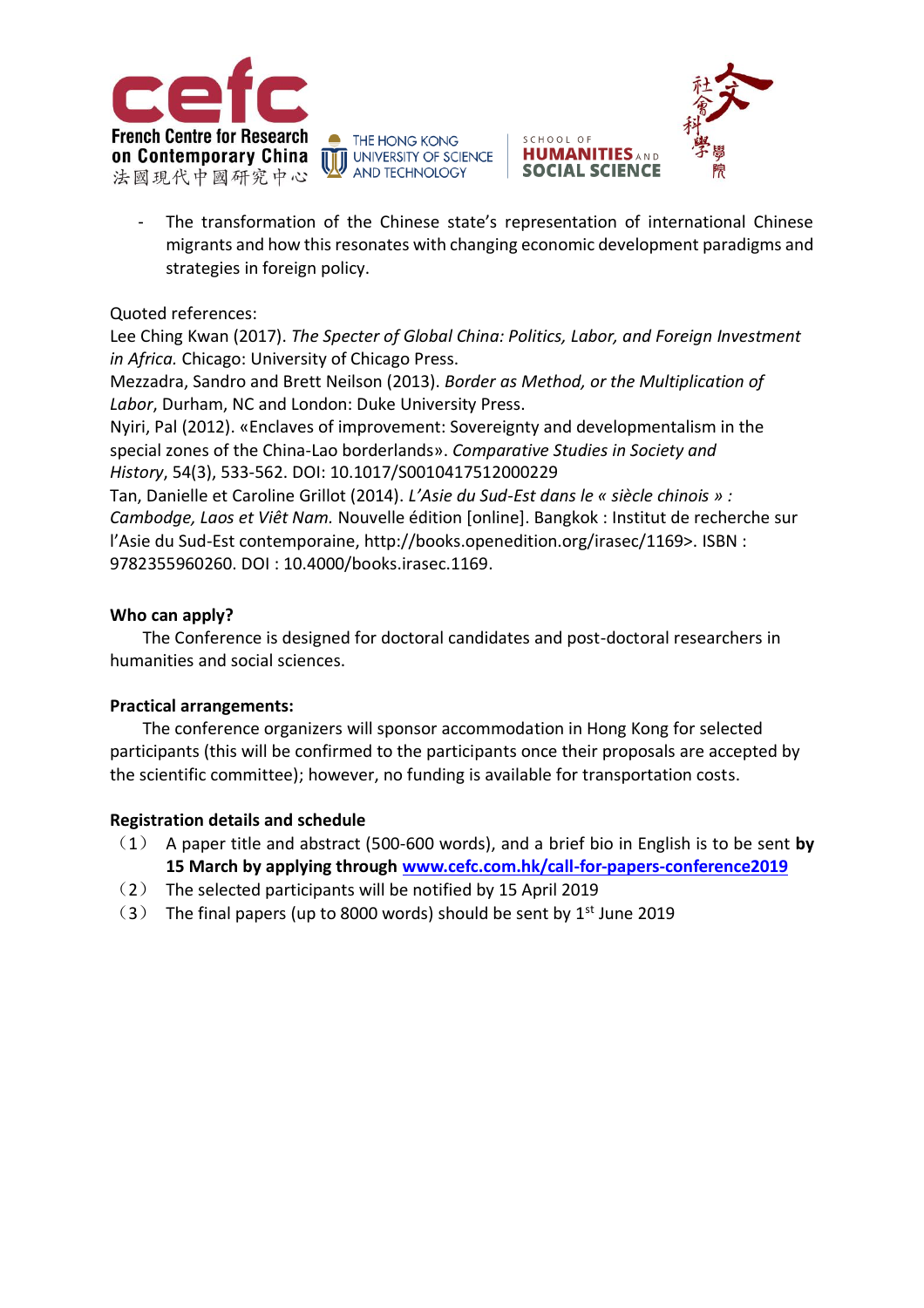- The transformation of the Chinese state's representation of international Chinese migrants and how this resonates with changing economic development paradigms and strategies in foreign policy.

Quoted references:

Lee Ching Kwan (2017). *The Specter of Global China: Politics, Labor, and Foreign Investment in Africa.* Chicago: University of Chicago Press.

Mezzadra, Sandro and Brett Neilson (2013). *Border as Method, or the Multiplication of Labor*, Durham, NC and London: Duke University Press.

Nyiri, Pal (2012). «Enclaves of improvement: Sovereignty and developmentalism in the special zones of the China-Lao borderlands». *Comparative Studies in Society and History*, 54(3), 533-562. DOI: 10.1017/S0010417512000229

Tan, Danielle et Caroline Grillot (2014). *L'Asie du Sud-Est dans le « siècle chinois » : Cambodge, Laos et Viêt Nam.* Nouvelle édition [online]. Bangkok : Institut de recherche sur l'Asie du Sud-Est contemporaine, http://books.openedition.org/irasec/1169>. ISBN : 9782355960260. DOI : 10.4000/books.irasec.1169.

**Who can apply?**

The Conference is designed for doctoral candidates and post-doctoral researchers in humanities and social sciences.

**Practical arrangements:**

The conference organizers will sponsor accommodation in Hong Kong for selected participants (this will be confirmed to the participants once their proposals are accepted by the scientific committee); however, no funding is available for transportation costs.

**Registration details and schedule**

（1） A paper title and abstract (500-600 words), and a brief bio in English is to be sent **by 15 March by applying through [www.cefc.com.hk/call-for-papers-conference2019](www.cefc.com.hk/call-for-papers-conference2019)**

（2） The selected participants will be notified by 15 April 2019

（3） The final papers (up to 8000 words) should be sent by 1st June 2019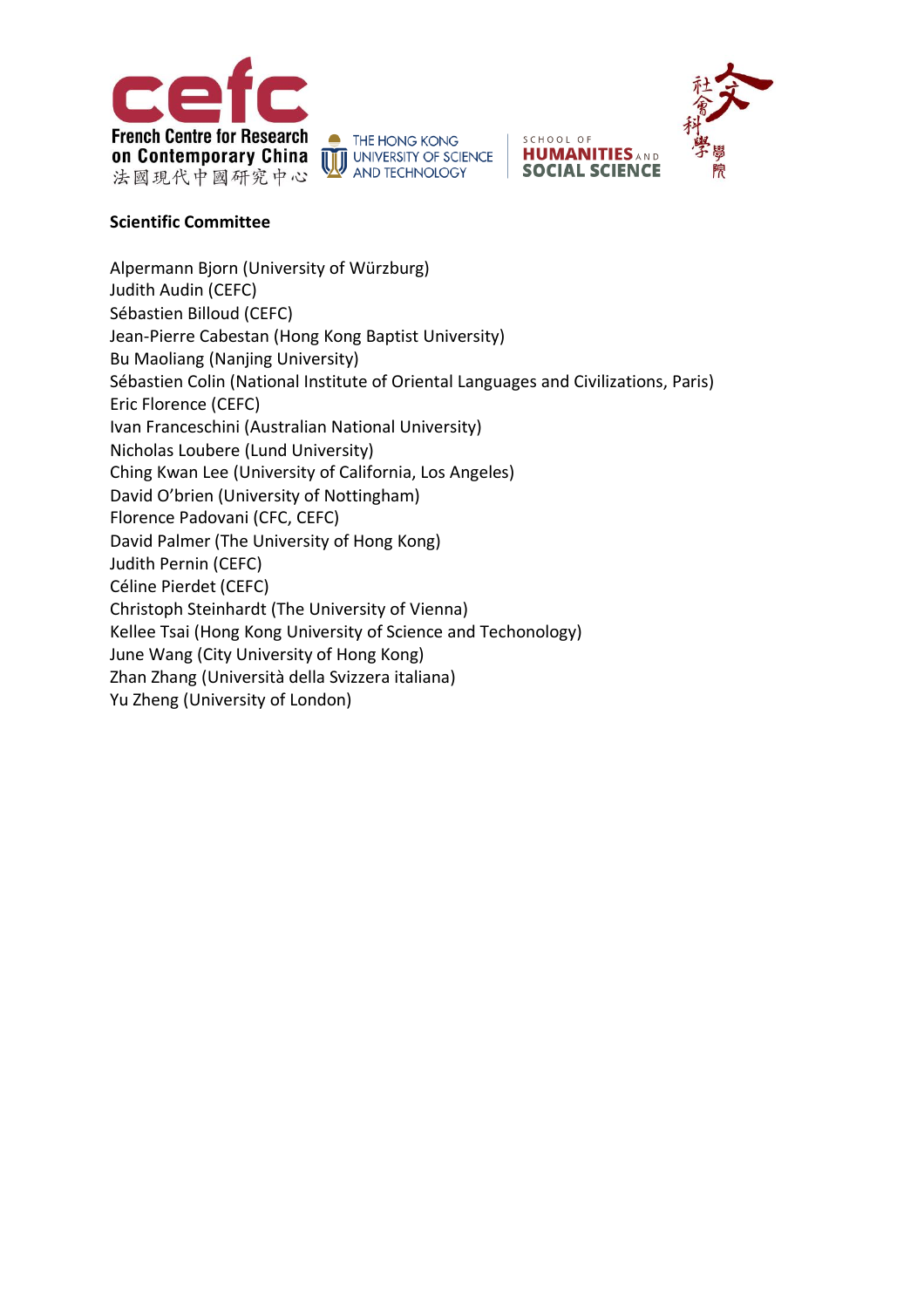**Scientific Committee**

Alpermann Bjorn (University of Würzburg)
Judith Audin (CEFC)
Sébastien Billoud (CEFC)
Jean-Pierre Cabestan (Hong Kong Baptist University)
Bu Maoliang (Nanjing University)
Sébastien Colin (National Institute of Oriental Languages and Civilizations, Paris)
Eric Florence (CEFC)
Ivan Franceschini (Australian National University)
Nicholas Loubere (Lund University)
Ching Kwan Lee (University of California, Los Angeles)
David O'brien (University of Nottingham)
Florence Padovani (CFC, CEFC)
David Palmer (The University of Hong Kong)
Judith Pernin (CEFC)
Céline Pierdet (CEFC)
Christoph Steinhardt (The University of Vienna)
Kellee Tsai (Hong Kong University of Science and Techonology)
June Wang (City University of Hong Kong)
Zhan Zhang (Università della Svizzera italiana)
Yu Zheng (University of London)